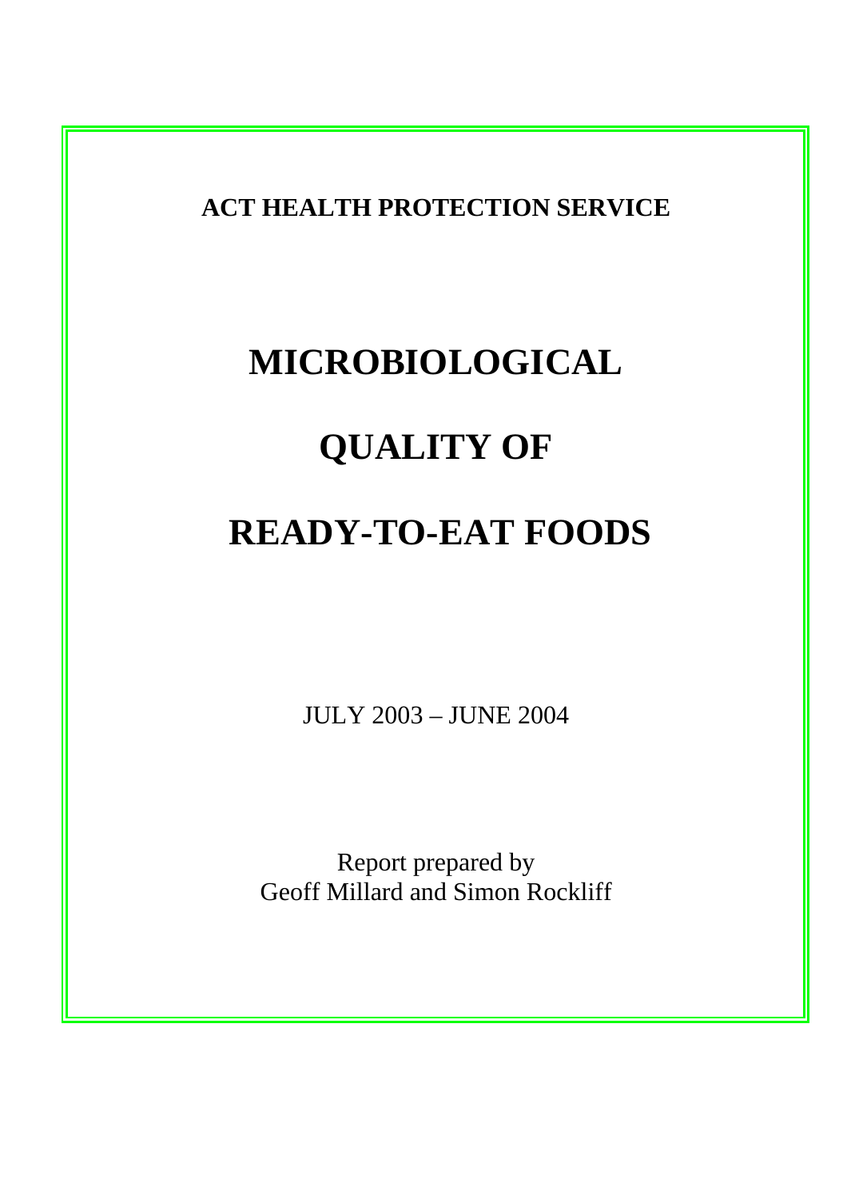**ACT HEALTH PROTECTION SERVICE**

# MICROBIOLOGICAL QUALITY OF READY-TO-EAT FOODS

JULY 2003 – JUNE 2004

Report prepared by
Geoff Millard and Simon Rockliff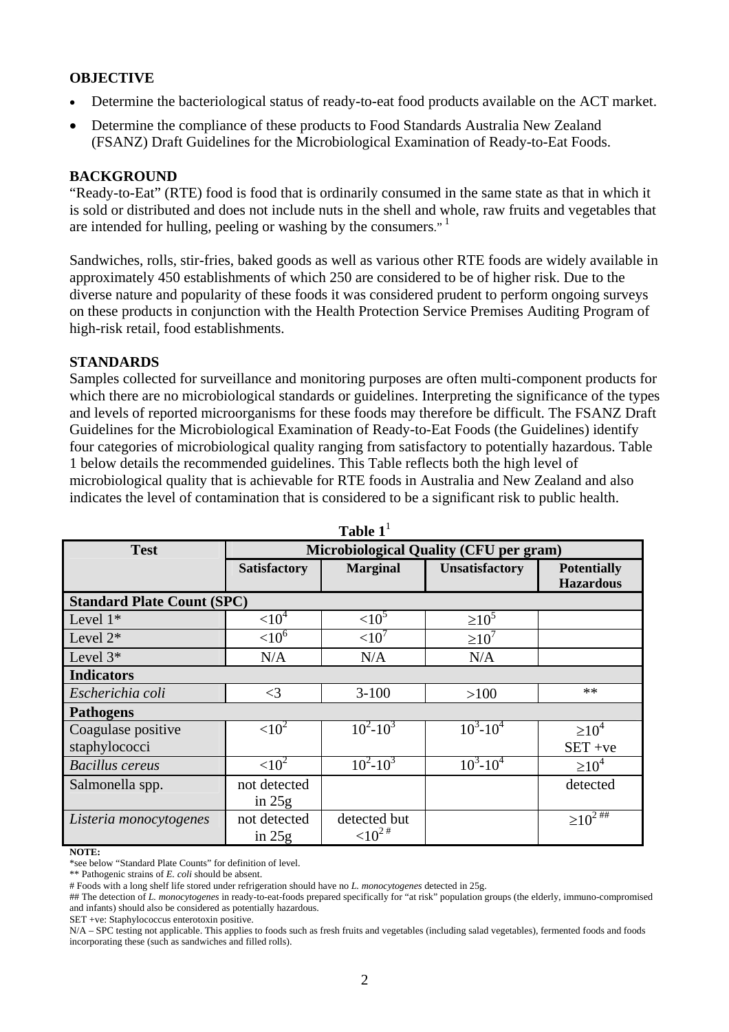## OBJECTIVE

- Determine the bacteriological status of ready-to-eat food products available on the ACT market.
- Determine the compliance of these products to Food Standards Australia New Zealand (FSANZ) Draft Guidelines for the Microbiological Examination of Ready-to-Eat Foods.

## BACKGROUND

"Ready-to-Eat" (RTE) food is food that is ordinarily consumed in the same state as that in which it is sold or distributed and does not include nuts in the shell and whole, raw fruits and vegetables that are intended for hulling, peeling or washing by the consumers." [1]

Sandwiches, rolls, stir-fries, baked goods as well as various other RTE foods are widely available in approximately 450 establishments of which 250 are considered to be of higher risk. Due to the diverse nature and popularity of these foods it was considered prudent to perform ongoing surveys on these products in conjunction with the Health Protection Service Premises Auditing Program of high-risk retail, food establishments.

## STANDARDS

Samples collected for surveillance and monitoring purposes are often multi-component products for which there are no microbiological standards or guidelines. Interpreting the significance of the types and levels of reported microorganisms for these foods may therefore be difficult. The FSANZ Draft Guidelines for the Microbiological Examination of Ready-to-Eat Foods (the Guidelines) identify four categories of microbiological quality ranging from satisfactory to potentially hazardous. Table 1 below details the recommended guidelines. This Table reflects both the high level of microbiological quality that is achievable for RTE foods in Australia and New Zealand and also indicates the level of contamination that is considered to be a significant risk to public health.

**Table 1**[1]

| Test | Microbiological Quality (CFU per gram) | | | |
|---|---|---|---|---|
| | **Satisfactory** | **Marginal** | **Unsatisfactory** | **Potentially Hazardous** |
| **Standard Plate Count (SPC)** | | | | |
| Level 1* | $<10^4$ | $<10^5$ | $\geq10^5$ | |
| Level 2* | $<10^6$ | $<10^7$ | $\geq10^7$ | |
| Level 3* | N/A | N/A | N/A | |
| **Indicators** | | | | |
| *Escherichia coli* | <3 | 3-100 | >100 | ** |
| **Pathogens** | | | | |
| Coagulase positive staphylococci | $<10^2$ | $10^2$-$10^3$ | $10^3$-$10^4$ | $\geq10^4$ SET +ve |
| *Bacillus cereus* | $<10^2$ | $10^2$-$10^3$ | $10^3$-$10^4$ | $\geq10^4$ |
| Salmonella spp. | not detected in 25g | | | detected |
| *Listeria monocytogenes* | not detected in 25g | detected but $<10^2$ # | | $\geq10^2$ ## |

**NOTE:**
*see below "Standard Plate Counts" for definition of level.
** Pathogenic strains of *E. coli* should be absent.
# Foods with a long shelf life stored under refrigeration should have no *L. monocytogenes* detected in 25g.
## The detection of *L. monocytogenes* in ready-to-eat-foods prepared specifically for "at risk" population groups (the elderly, immuno-compromised and infants) should also be considered as potentially hazardous.
SET +ve: Staphylococcus enterotoxin positive.
N/A – SPC testing not applicable. This applies to foods such as fresh fruits and vegetables (including salad vegetables), fermented foods and foods incorporating these (such as sandwiches and filled rolls).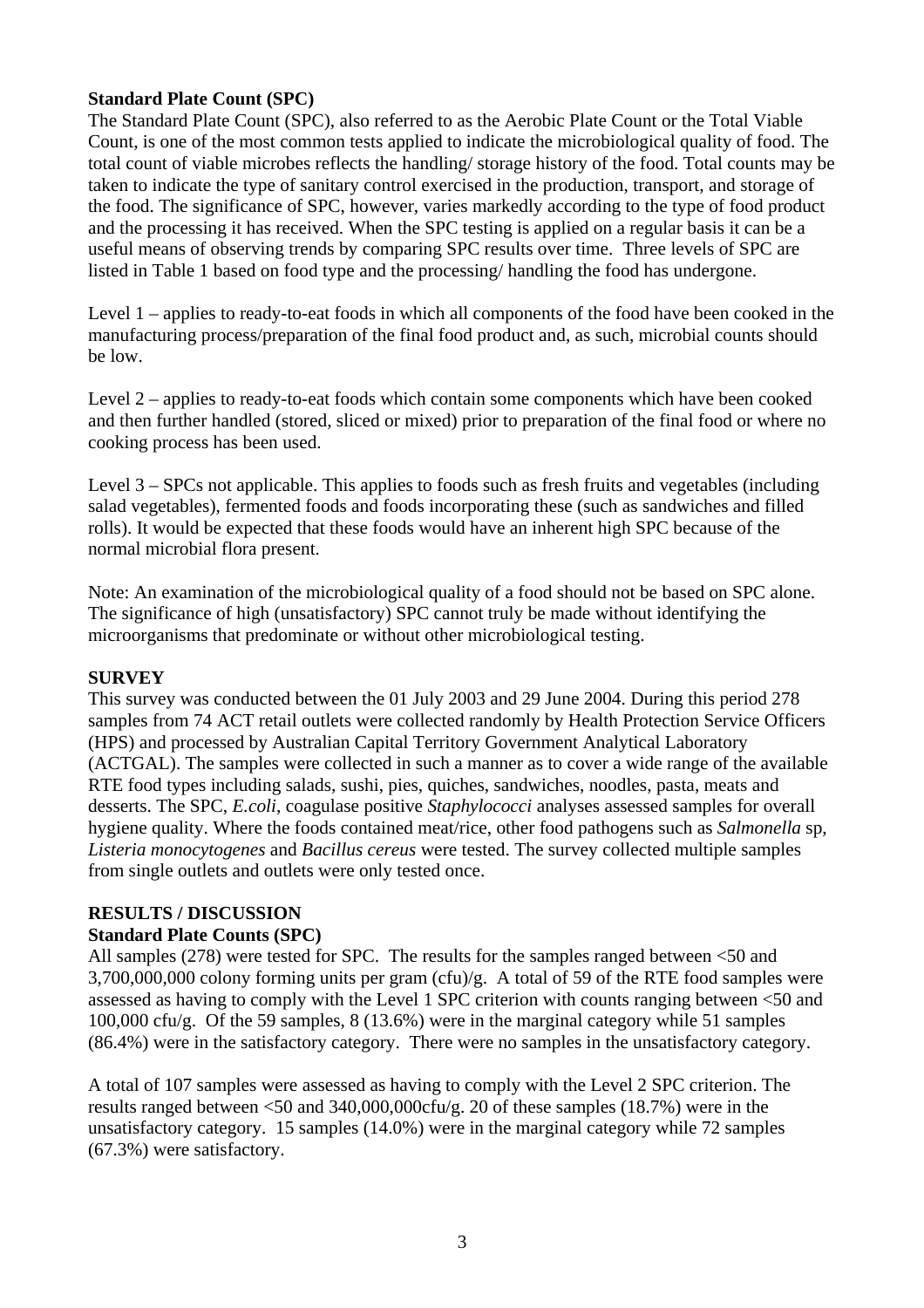**Standard Plate Count (SPC)**

The Standard Plate Count (SPC), also referred to as the Aerobic Plate Count or the Total Viable Count, is one of the most common tests applied to indicate the microbiological quality of food. The total count of viable microbes reflects the handling/ storage history of the food. Total counts may be taken to indicate the type of sanitary control exercised in the production, transport, and storage of the food. The significance of SPC, however, varies markedly according to the type of food product and the processing it has received. When the SPC testing is applied on a regular basis it can be a useful means of observing trends by comparing SPC results over time. Three levels of SPC are listed in Table 1 based on food type and the processing/ handling the food has undergone.

Level 1 – applies to ready-to-eat foods in which all components of the food have been cooked in the manufacturing process/preparation of the final food product and, as such, microbial counts should be low.

Level 2 – applies to ready-to-eat foods which contain some components which have been cooked and then further handled (stored, sliced or mixed) prior to preparation of the final food or where no cooking process has been used.

Level 3 – SPCs not applicable. This applies to foods such as fresh fruits and vegetables (including salad vegetables), fermented foods and foods incorporating these (such as sandwiches and filled rolls). It would be expected that these foods would have an inherent high SPC because of the normal microbial flora present.

Note: An examination of the microbiological quality of a food should not be based on SPC alone. The significance of high (unsatisfactory) SPC cannot truly be made without identifying the microorganisms that predominate or without other microbiological testing.

**SURVEY**

This survey was conducted between the 01 July 2003 and 29 June 2004. During this period 278 samples from 74 ACT retail outlets were collected randomly by Health Protection Service Officers (HPS) and processed by Australian Capital Territory Government Analytical Laboratory (ACTGAL). The samples were collected in such a manner as to cover a wide range of the available RTE food types including salads, sushi, pies, quiches, sandwiches, noodles, pasta, meats and desserts. The SPC, *E.coli*, coagulase positive *Staphylococci* analyses assessed samples for overall hygiene quality. Where the foods contained meat/rice, other food pathogens such as *Salmonella* sp, *Listeria monocytogenes* and *Bacillus cereus* were tested. The survey collected multiple samples from single outlets and outlets were only tested once.

**RESULTS / DISCUSSION**

**Standard Plate Counts (SPC)**

All samples (278) were tested for SPC. The results for the samples ranged between <50 and 3,700,000,000 colony forming units per gram (cfu)/g. A total of 59 of the RTE food samples were assessed as having to comply with the Level 1 SPC criterion with counts ranging between <50 and 100,000 cfu/g. Of the 59 samples, 8 (13.6%) were in the marginal category while 51 samples (86.4%) were in the satisfactory category. There were no samples in the unsatisfactory category.

A total of 107 samples were assessed as having to comply with the Level 2 SPC criterion. The results ranged between <50 and 340,000,000cfu/g. 20 of these samples (18.7%) were in the unsatisfactory category. 15 samples (14.0%) were in the marginal category while 72 samples (67.3%) were satisfactory.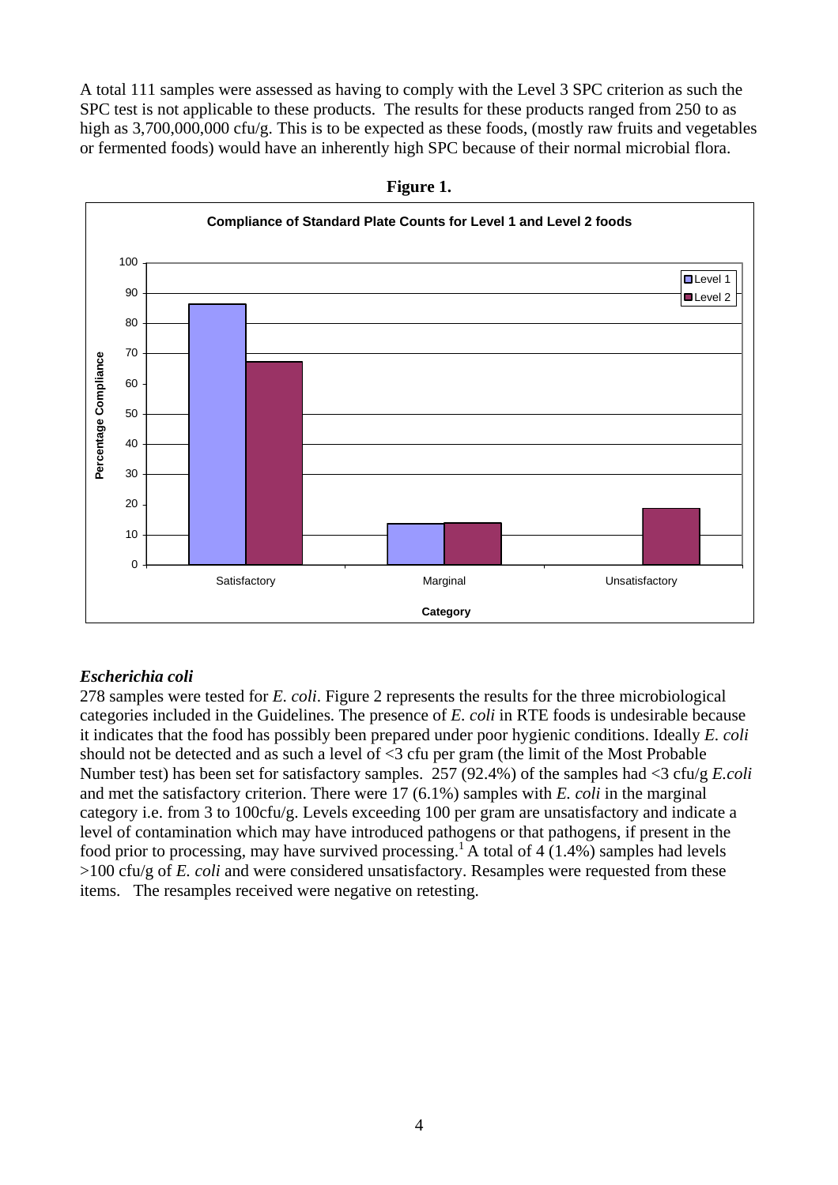A total 111 samples were assessed as having to comply with the Level 3 SPC criterion as such the SPC test is not applicable to these products. The results for these products ranged from 250 to as high as 3,700,000,000 cfu/g. This is to be expected as these foods, (mostly raw fruits and vegetables or fermented foods) would have an inherently high SPC because of their normal microbial flora.

**Figure 1.**

## *Escherichia coli*

278 samples were tested for *E. coli*. Figure 2 represents the results for the three microbiological categories included in the Guidelines. The presence of *E. coli* in RTE foods is undesirable because it indicates that the food has possibly been prepared under poor hygienic conditions. Ideally *E. coli* should not be detected and as such a level of <3 cfu per gram (the limit of the Most Probable Number test) has been set for satisfactory samples. 257 (92.4%) of the samples had <3 cfu/g *E.coli* and met the satisfactory criterion. There were 17 (6.1%) samples with *E. coli* in the marginal category i.e. from 3 to 100cfu/g. Levels exceeding 100 per gram are unsatisfactory and indicate a level of contamination which may have introduced pathogens or that pathogens, if present in the food prior to processing, may have survived processing.[1] A total of 4 (1.4%) samples had levels >100 cfu/g of *E. coli* and were considered unsatisfactory. Resamples were requested from these items. The resamples received were negative on retesting.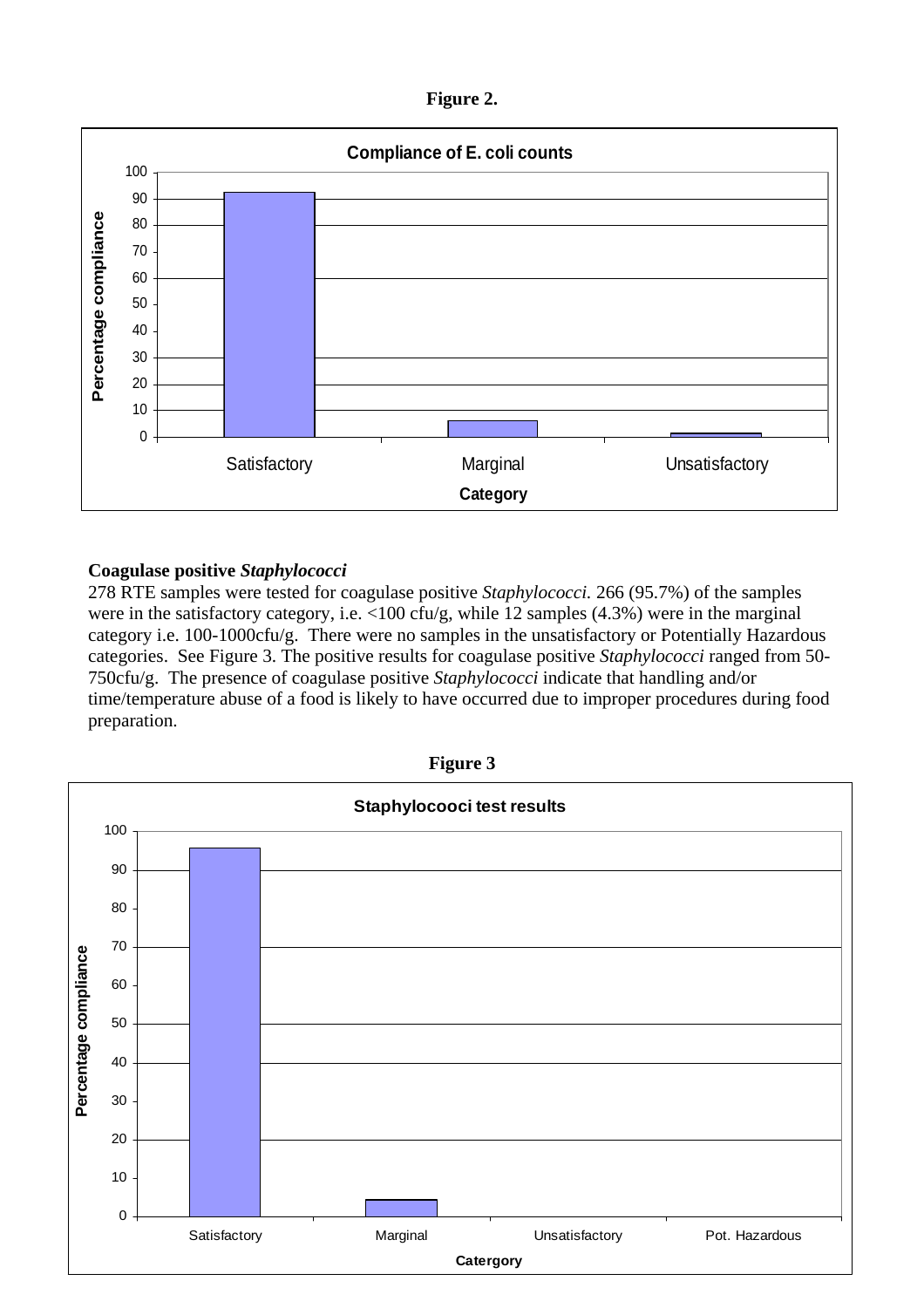**Figure 2.**

**Coagulase positive *Staphylococci***

278 RTE samples were tested for coagulase positive *Staphylococci.* 266 (95.7%) of the samples were in the satisfactory category, i.e. <100 cfu/g, while 12 samples (4.3%) were in the marginal category i.e. 100-1000cfu/g. There were no samples in the unsatisfactory or Potentially Hazardous categories. See Figure 3. The positive results for coagulase positive *Staphylococci* ranged from 50-750cfu/g. The presence of coagulase positive *Staphylococci* indicate that handling and/or time/temperature abuse of a food is likely to have occurred due to improper procedures during food preparation.

**Figure 3**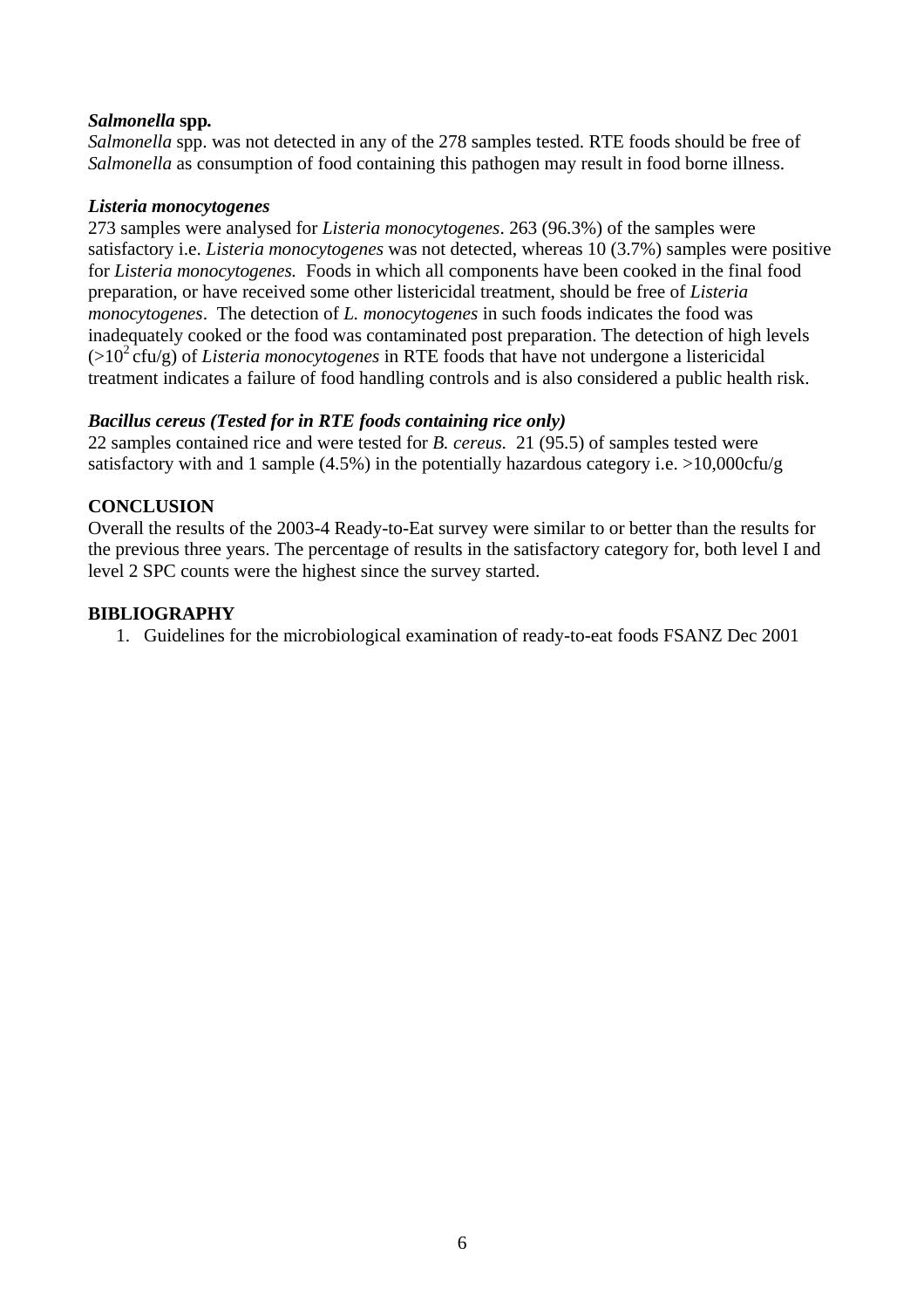***Salmonella* spp.**

*Salmonella* spp. was not detected in any of the 278 samples tested. RTE foods should be free of *Salmonella* as consumption of food containing this pathogen may result in food borne illness.

***Listeria monocytogenes***

273 samples were analysed for *Listeria monocytogenes*. 263 (96.3%) of the samples were satisfactory i.e. *Listeria monocytogenes* was not detected, whereas 10 (3.7%) samples were positive for *Listeria monocytogenes.* Foods in which all components have been cooked in the final food preparation, or have received some other listericidal treatment, should be free of *Listeria monocytogenes*. The detection of *L. monocytogenes* in such foods indicates the food was inadequately cooked or the food was contaminated post preparation. The detection of high levels ($>10^2$ cfu/g) of *Listeria monocytogenes* in RTE foods that have not undergone a listericidal treatment indicates a failure of food handling controls and is also considered a public health risk.

***Bacillus cereus (Tested for in RTE foods containing rice only)***

22 samples contained rice and were tested for *B. cereus.* 21 (95.5) of samples tested were satisfactory with and 1 sample (4.5%) in the potentially hazardous category i.e. >10,000cfu/g

**CONCLUSION**

Overall the results of the 2003-4 Ready-to-Eat survey were similar to or better than the results for the previous three years. The percentage of results in the satisfactory category for, both level I and level 2 SPC counts were the highest since the survey started.

**BIBLIOGRAPHY**

1. Guidelines for the microbiological examination of ready-to-eat foods FSANZ Dec 2001